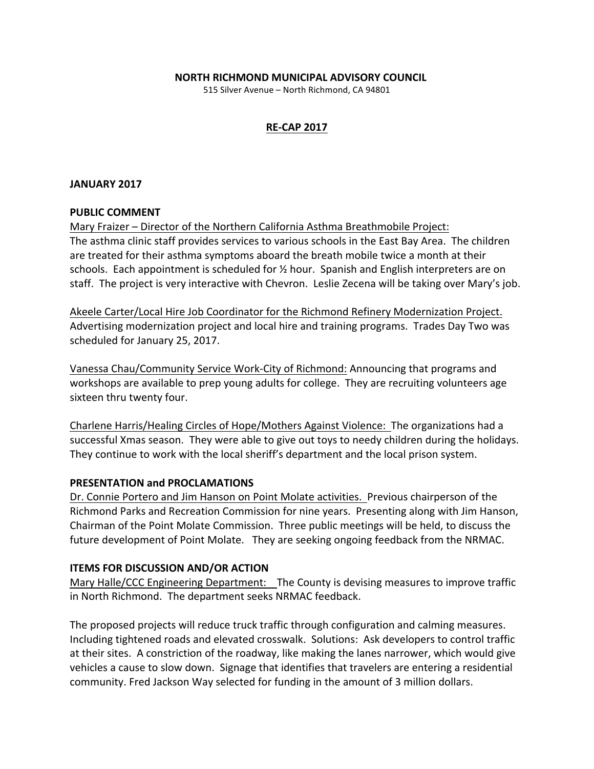**NORTH RICHMOND MUNICIPAL ADVISORY COUNCIL**

515 Silver Avenue – North Richmond, CA 94801

# RE-CAP 2017

## JANUARY 2017

### PUBLIC COMMENT

Mary Fraizer – Director of the Northern California Asthma Breathmobile Project:
The asthma clinic staff provides services to various schools in the East Bay Area. The children are treated for their asthma symptoms aboard the breath mobile twice a month at their schools. Each appointment is scheduled for ½ hour. Spanish and English interpreters are on staff. The project is very interactive with Chevron. Leslie Zecena will be taking over Mary's job.

Akeele Carter/Local Hire Job Coordinator for the Richmond Refinery Modernization Project. Advertising modernization project and local hire and training programs. Trades Day Two was scheduled for January 25, 2017.

Vanessa Chau/Community Service Work-City of Richmond: Announcing that programs and workshops are available to prep young adults for college. They are recruiting volunteers age sixteen thru twenty four.

Charlene Harris/Healing Circles of Hope/Mothers Against Violence: The organizations had a successful Xmas season. They were able to give out toys to needy children during the holidays. They continue to work with the local sheriff's department and the local prison system.

### PRESENTATION and PROCLAMATIONS

Dr. Connie Portero and Jim Hanson on Point Molate activities. Previous chairperson of the Richmond Parks and Recreation Commission for nine years. Presenting along with Jim Hanson, Chairman of the Point Molate Commission. Three public meetings will be held, to discuss the future development of Point Molate. They are seeking ongoing feedback from the NRMAC.

### ITEMS FOR DISCUSSION AND/OR ACTION

Mary Halle/CCC Engineering Department: The County is devising measures to improve traffic in North Richmond. The department seeks NRMAC feedback.

The proposed projects will reduce truck traffic through configuration and calming measures. Including tightened roads and elevated crosswalk. Solutions: Ask developers to control traffic at their sites. A constriction of the roadway, like making the lanes narrower, which would give vehicles a cause to slow down. Signage that identifies that travelers are entering a residential community. Fred Jackson Way selected for funding in the amount of 3 million dollars.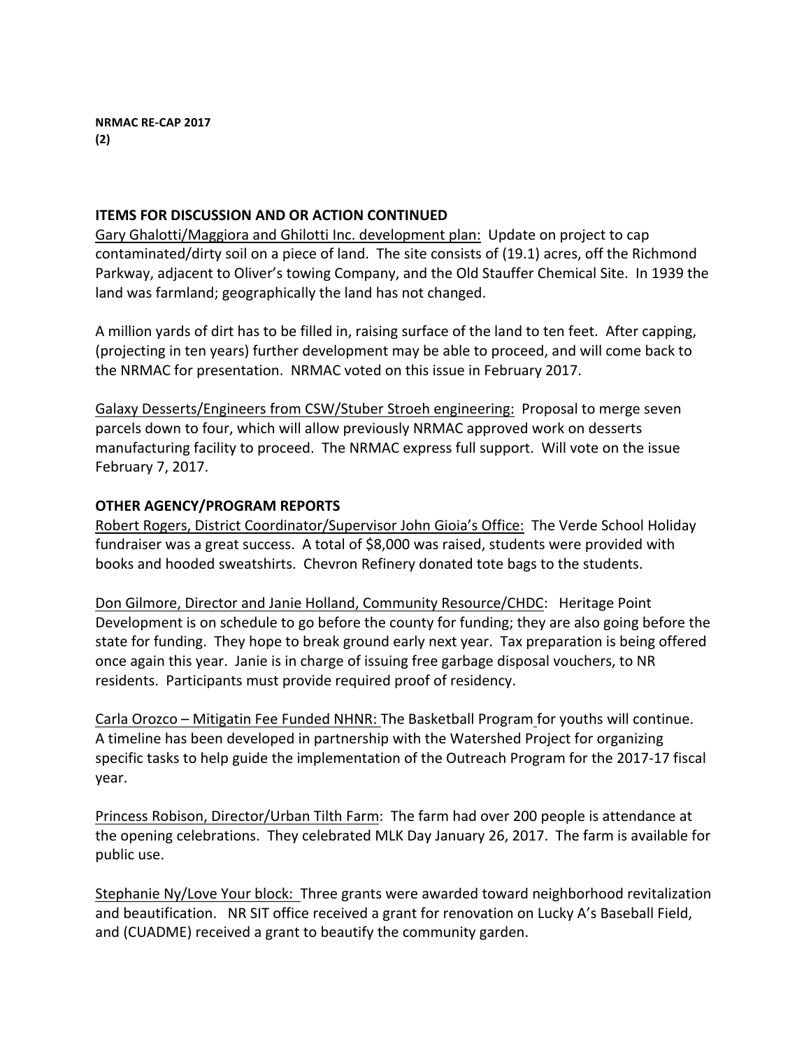**NRMAC RE-CAP 2017**
**(2)**

**ITEMS FOR DISCUSSION AND OR ACTION CONTINUED**

Gary Ghalotti/Maggiora and Ghilotti Inc. development plan: Update on project to cap contaminated/dirty soil on a piece of land. The site consists of (19.1) acres, off the Richmond Parkway, adjacent to Oliver's towing Company, and the Old Stauffer Chemical Site. In 1939 the land was farmland; geographically the land has not changed.

A million yards of dirt has to be filled in, raising surface of the land to ten feet. After capping, (projecting in ten years) further development may be able to proceed, and will come back to the NRMAC for presentation. NRMAC voted on this issue in February 2017.

Galaxy Desserts/Engineers from CSW/Stuber Stroeh engineering: Proposal to merge seven parcels down to four, which will allow previously NRMAC approved work on desserts manufacturing facility to proceed. The NRMAC express full support. Will vote on the issue February 7, 2017.

**OTHER AGENCY/PROGRAM REPORTS**

Robert Rogers, District Coordinator/Supervisor John Gioia's Office: The Verde School Holiday fundraiser was a great success. A total of $8,000 was raised, students were provided with books and hooded sweatshirts. Chevron Refinery donated tote bags to the students.

Don Gilmore, Director and Janie Holland, Community Resource/CHDC: Heritage Point Development is on schedule to go before the county for funding; they are also going before the state for funding. They hope to break ground early next year. Tax preparation is being offered once again this year. Janie is in charge of issuing free garbage disposal vouchers, to NR residents. Participants must provide required proof of residency.

Carla Orozco – Mitigatin Fee Funded NHNR: The Basketball Program for youths will continue. A timeline has been developed in partnership with the Watershed Project for organizing specific tasks to help guide the implementation of the Outreach Program for the 2017-17 fiscal year.

Princess Robison, Director/Urban Tilth Farm: The farm had over 200 people is attendance at the opening celebrations. They celebrated MLK Day January 26, 2017. The farm is available for public use.

Stephanie Ny/Love Your block: Three grants were awarded toward neighborhood revitalization and beautification. NR SIT office received a grant for renovation on Lucky A's Baseball Field, and (CUADME) received a grant to beautify the community garden.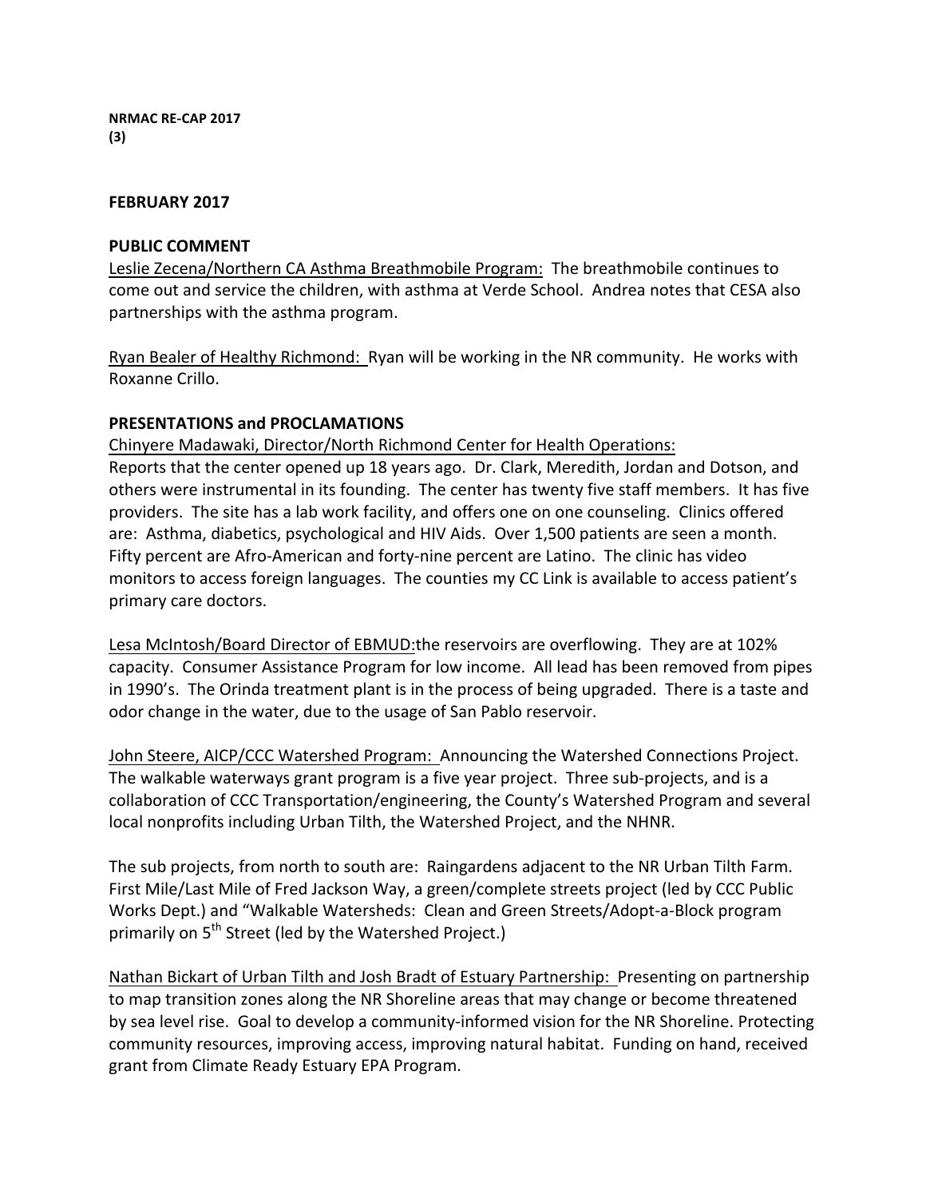**NRMAC RE-CAP 2017**
**(3)**

**FEBRUARY 2017**

**PUBLIC COMMENT**

Leslie Zecena/Northern CA Asthma Breathmobile Program: The breathmobile continues to come out and service the children, with asthma at Verde School. Andrea notes that CESA also partnerships with the asthma program.

Ryan Bealer of Healthy Richmond: Ryan will be working in the NR community. He works with Roxanne Crillo.

**PRESENTATIONS and PROCLAMATIONS**

Chinyere Madawaki, Director/North Richmond Center for Health Operations:
Reports that the center opened up 18 years ago. Dr. Clark, Meredith, Jordan and Dotson, and others were instrumental in its founding. The center has twenty five staff members. It has five providers. The site has a lab work facility, and offers one on one counseling. Clinics offered are: Asthma, diabetics, psychological and HIV Aids. Over 1,500 patients are seen a month. Fifty percent are Afro-American and forty-nine percent are Latino. The clinic has video monitors to access foreign languages. The counties my CC Link is available to access patient's primary care doctors.

Lesa McIntosh/Board Director of EBMUD:the reservoirs are overflowing. They are at 102% capacity. Consumer Assistance Program for low income. All lead has been removed from pipes in 1990's. The Orinda treatment plant is in the process of being upgraded. There is a taste and odor change in the water, due to the usage of San Pablo reservoir.

John Steere, AICP/CCC Watershed Program: Announcing the Watershed Connections Project. The walkable waterways grant program is a five year project. Three sub-projects, and is a collaboration of CCC Transportation/engineering, the County's Watershed Program and several local nonprofits including Urban Tilth, the Watershed Project, and the NHNR.

The sub projects, from north to south are: Raingardens adjacent to the NR Urban Tilth Farm. First Mile/Last Mile of Fred Jackson Way, a green/complete streets project (led by CCC Public Works Dept.) and "Walkable Watersheds: Clean and Green Streets/Adopt-a-Block program primarily on 5th Street (led by the Watershed Project.)

Nathan Bickart of Urban Tilth and Josh Bradt of Estuary Partnership: Presenting on partnership to map transition zones along the NR Shoreline areas that may change or become threatened by sea level rise. Goal to develop a community-informed vision for the NR Shoreline. Protecting community resources, improving access, improving natural habitat. Funding on hand, received grant from Climate Ready Estuary EPA Program.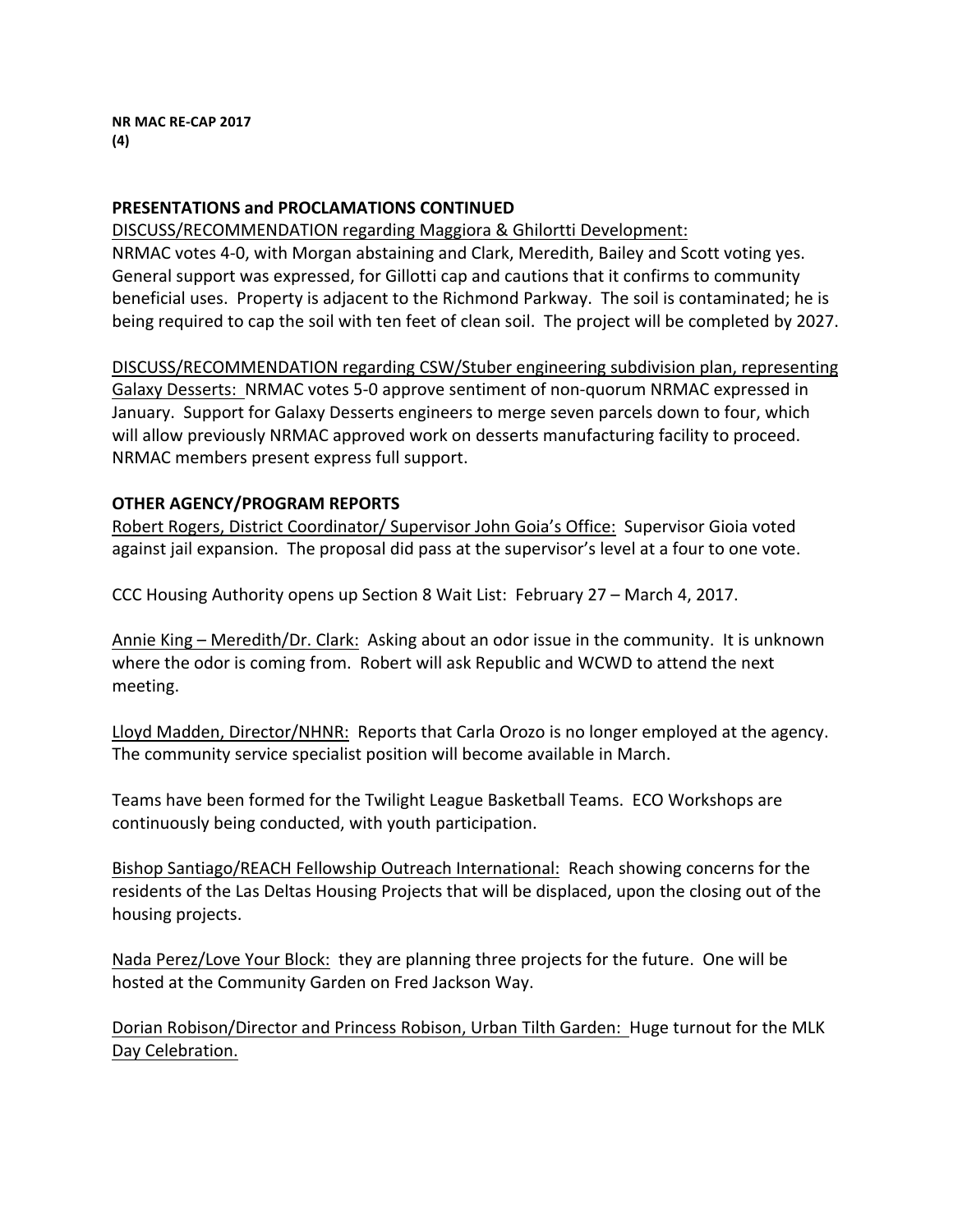**NR MAC RE-CAP 2017**
**(4)**

**PRESENTATIONS and PROCLAMATIONS CONTINUED**

<u>DISCUSS/RECOMMENDATION regarding Maggiora & Ghilortti Development:</u>
NRMAC votes 4-0, with Morgan abstaining and Clark, Meredith, Bailey and Scott voting yes. General support was expressed, for Gillotti cap and cautions that it confirms to community beneficial uses. Property is adjacent to the Richmond Parkway. The soil is contaminated; he is being required to cap the soil with ten feet of clean soil. The project will be completed by 2027.

<u>DISCUSS/RECOMMENDATION regarding CSW/Stuber engineering subdivision plan, representing Galaxy Desserts:</u> NRMAC votes 5-0 approve sentiment of non-quorum NRMAC expressed in January. Support for Galaxy Desserts engineers to merge seven parcels down to four, which will allow previously NRMAC approved work on desserts manufacturing facility to proceed. NRMAC members present express full support.

**OTHER AGENCY/PROGRAM REPORTS**

<u>Robert Rogers, District Coordinator/ Supervisor John Goia's Office:</u> Supervisor Gioia voted against jail expansion. The proposal did pass at the supervisor's level at a four to one vote.

CCC Housing Authority opens up Section 8 Wait List: February 27 – March 4, 2017.

<u>Annie King – Meredith/Dr. Clark:</u> Asking about an odor issue in the community. It is unknown where the odor is coming from. Robert will ask Republic and WCWD to attend the next meeting.

<u>Lloyd Madden, Director/NHNR:</u> Reports that Carla Orozo is no longer employed at the agency. The community service specialist position will become available in March.

Teams have been formed for the Twilight League Basketball Teams. ECO Workshops are continuously being conducted, with youth participation.

<u>Bishop Santiago/REACH Fellowship Outreach International:</u> Reach showing concerns for the residents of the Las Deltas Housing Projects that will be displaced, upon the closing out of the housing projects.

<u>Nada Perez/Love Your Block:</u> they are planning three projects for the future. One will be hosted at the Community Garden on Fred Jackson Way.

<u>Dorian Robison/Director and Princess Robison, Urban Tilth Garden:</u> Huge turnout for the MLK <u>Day Celebration.</u>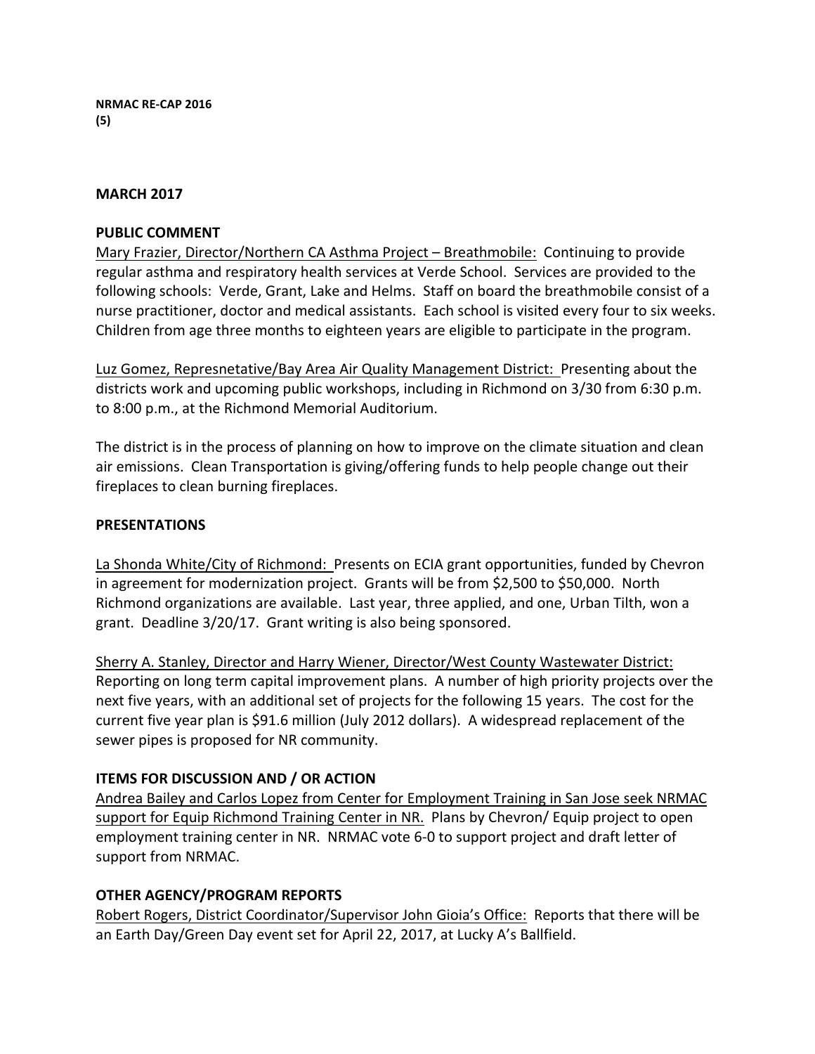**NRMAC RE-CAP 2016**
**(5)**

**MARCH 2017**

**PUBLIC COMMENT**

Mary Frazier, Director/Northern CA Asthma Project – Breathmobile: Continuing to provide regular asthma and respiratory health services at Verde School. Services are provided to the following schools: Verde, Grant, Lake and Helms. Staff on board the breathmobile consist of a nurse practitioner, doctor and medical assistants. Each school is visited every four to six weeks. Children from age three months to eighteen years are eligible to participate in the program.

Luz Gomez, Represnetative/Bay Area Air Quality Management District: Presenting about the districts work and upcoming public workshops, including in Richmond on 3/30 from 6:30 p.m. to 8:00 p.m., at the Richmond Memorial Auditorium.

The district is in the process of planning on how to improve on the climate situation and clean air emissions. Clean Transportation is giving/offering funds to help people change out their fireplaces to clean burning fireplaces.

**PRESENTATIONS**

La Shonda White/City of Richmond: Presents on ECIA grant opportunities, funded by Chevron in agreement for modernization project. Grants will be from $2,500 to $50,000. North Richmond organizations are available. Last year, three applied, and one, Urban Tilth, won a grant. Deadline 3/20/17. Grant writing is also being sponsored.

Sherry A. Stanley, Director and Harry Wiener, Director/West County Wastewater District: Reporting on long term capital improvement plans. A number of high priority projects over the next five years, with an additional set of projects for the following 15 years. The cost for the current five year plan is $91.6 million (July 2012 dollars). A widespread replacement of the sewer pipes is proposed for NR community.

**ITEMS FOR DISCUSSION AND / OR ACTION**

Andrea Bailey and Carlos Lopez from Center for Employment Training in San Jose seek NRMAC support for Equip Richmond Training Center in NR. Plans by Chevron/ Equip project to open employment training center in NR. NRMAC vote 6-0 to support project and draft letter of support from NRMAC.

**OTHER AGENCY/PROGRAM REPORTS**

Robert Rogers, District Coordinator/Supervisor John Gioia's Office: Reports that there will be an Earth Day/Green Day event set for April 22, 2017, at Lucky A's Ballfield.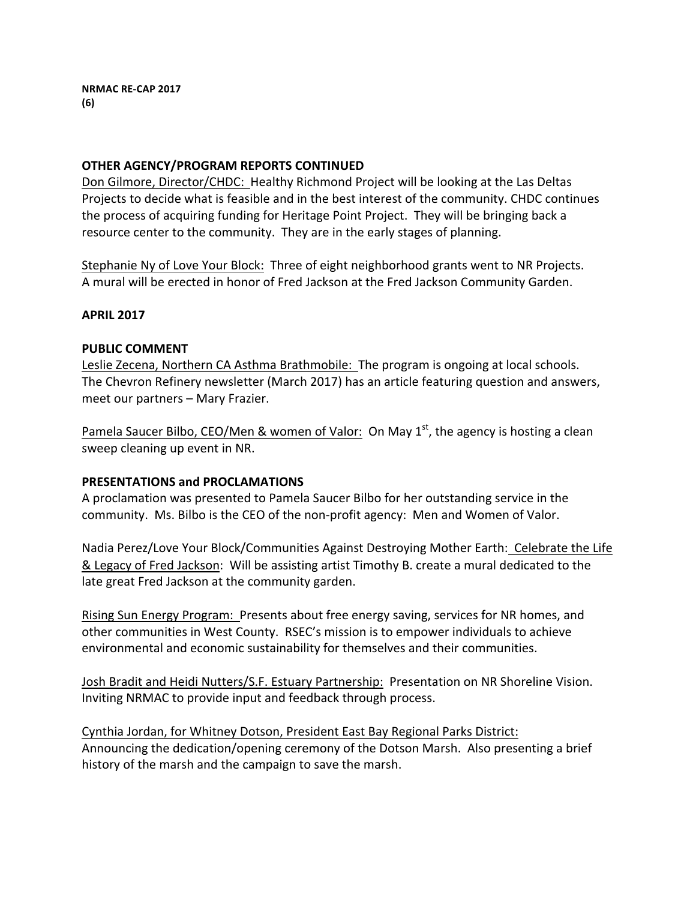**OTHER AGENCY/PROGRAM REPORTS CONTINUED**

Don Gilmore, Director/CHDC: Healthy Richmond Project will be looking at the Las Deltas Projects to decide what is feasible and in the best interest of the community. CHDC continues the process of acquiring funding for Heritage Point Project. They will be bringing back a resource center to the community. They are in the early stages of planning.

Stephanie Ny of Love Your Block: Three of eight neighborhood grants went to NR Projects. A mural will be erected in honor of Fred Jackson at the Fred Jackson Community Garden.

**APRIL 2017**

**PUBLIC COMMENT**

Leslie Zecena, Northern CA Asthma Brathmobile: The program is ongoing at local schools. The Chevron Refinery newsletter (March 2017) has an article featuring question and answers, meet our partners – Mary Frazier.

Pamela Saucer Bilbo, CEO/Men & women of Valor: On May 1st, the agency is hosting a clean sweep cleaning up event in NR.

**PRESENTATIONS and PROCLAMATIONS**

A proclamation was presented to Pamela Saucer Bilbo for her outstanding service in the community. Ms. Bilbo is the CEO of the non-profit agency: Men and Women of Valor.

Nadia Perez/Love Your Block/Communities Against Destroying Mother Earth: Celebrate the Life & Legacy of Fred Jackson: Will be assisting artist Timothy B. create a mural dedicated to the late great Fred Jackson at the community garden.

Rising Sun Energy Program: Presents about free energy saving, services for NR homes, and other communities in West County. RSEC's mission is to empower individuals to achieve environmental and economic sustainability for themselves and their communities.

Josh Bradit and Heidi Nutters/S.F. Estuary Partnership: Presentation on NR Shoreline Vision. Inviting NRMAC to provide input and feedback through process.

Cynthia Jordan, for Whitney Dotson, President East Bay Regional Parks District: Announcing the dedication/opening ceremony of the Dotson Marsh. Also presenting a brief history of the marsh and the campaign to save the marsh.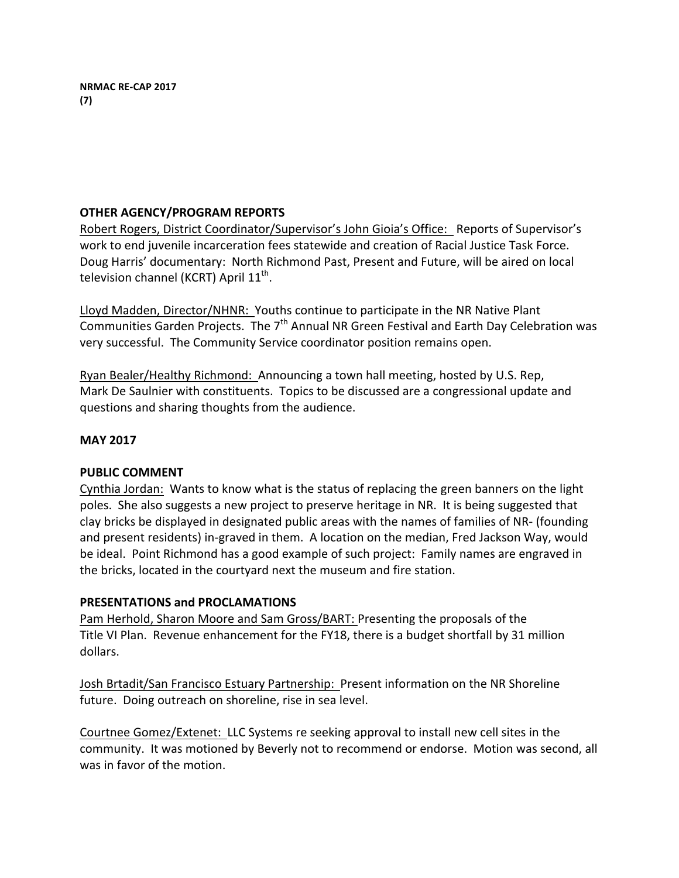**NRMAC RE-CAP 2017**
**(7)**

**OTHER AGENCY/PROGRAM REPORTS**

Robert Rogers, District Coordinator/Supervisor's John Gioia's Office: Reports of Supervisor's work to end juvenile incarceration fees statewide and creation of Racial Justice Task Force. Doug Harris' documentary: North Richmond Past, Present and Future, will be aired on local television channel (KCRT) April 11th.

Lloyd Madden, Director/NHNR: Youths continue to participate in the NR Native Plant Communities Garden Projects. The 7th Annual NR Green Festival and Earth Day Celebration was very successful. The Community Service coordinator position remains open.

Ryan Bealer/Healthy Richmond: Announcing a town hall meeting, hosted by U.S. Rep, Mark De Saulnier with constituents. Topics to be discussed are a congressional update and questions and sharing thoughts from the audience.

**MAY 2017**

**PUBLIC COMMENT**

Cynthia Jordan: Wants to know what is the status of replacing the green banners on the light poles. She also suggests a new project to preserve heritage in NR. It is being suggested that clay bricks be displayed in designated public areas with the names of families of NR- (founding and present residents) in-graved in them. A location on the median, Fred Jackson Way, would be ideal. Point Richmond has a good example of such project: Family names are engraved in the bricks, located in the courtyard next the museum and fire station.

**PRESENTATIONS and PROCLAMATIONS**

Pam Herhold, Sharon Moore and Sam Gross/BART: Presenting the proposals of the Title VI Plan. Revenue enhancement for the FY18, there is a budget shortfall by 31 million dollars.

Josh Brtadit/San Francisco Estuary Partnership: Present information on the NR Shoreline future. Doing outreach on shoreline, rise in sea level.

Courtnee Gomez/Extenet: LLC Systems re seeking approval to install new cell sites in the community. It was motioned by Beverly not to recommend or endorse. Motion was second, all was in favor of the motion.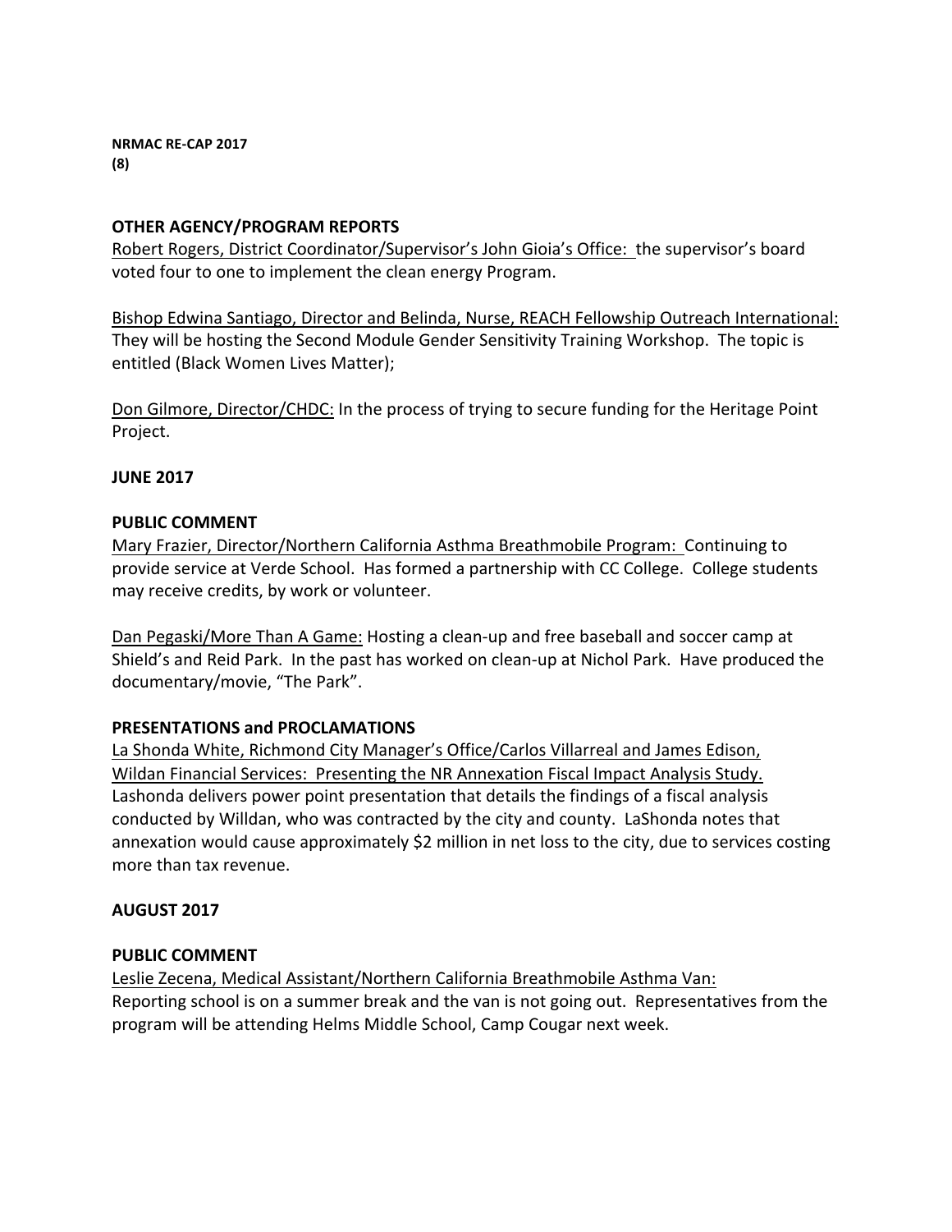**NRMAC RE-CAP 2017**
**(8)**

### OTHER AGENCY/PROGRAM REPORTS

Robert Rogers, District Coordinator/Supervisor's John Gioia's Office: the supervisor's board voted four to one to implement the clean energy Program.

Bishop Edwina Santiago, Director and Belinda, Nurse, REACH Fellowship Outreach International: They will be hosting the Second Module Gender Sensitivity Training Workshop. The topic is entitled (Black Women Lives Matter);

Don Gilmore, Director/CHDC: In the process of trying to secure funding for the Heritage Point Project.

## JUNE 2017

### PUBLIC COMMENT

Mary Frazier, Director/Northern California Asthma Breathmobile Program: Continuing to provide service at Verde School. Has formed a partnership with CC College. College students may receive credits, by work or volunteer.

Dan Pegaski/More Than A Game: Hosting a clean-up and free baseball and soccer camp at Shield's and Reid Park. In the past has worked on clean-up at Nichol Park. Have produced the documentary/movie, "The Park".

### PRESENTATIONS and PROCLAMATIONS

La Shonda White, Richmond City Manager's Office/Carlos Villarreal and James Edison, Wildan Financial Services: Presenting the NR Annexation Fiscal Impact Analysis Study. Lashonda delivers power point presentation that details the findings of a fiscal analysis conducted by Willdan, who was contracted by the city and county. LaShonda notes that annexation would cause approximately $2 million in net loss to the city, due to services costing more than tax revenue.

## AUGUST 2017

### PUBLIC COMMENT

Leslie Zecena, Medical Assistant/Northern California Breathmobile Asthma Van: Reporting school is on a summer break and the van is not going out. Representatives from the program will be attending Helms Middle School, Camp Cougar next week.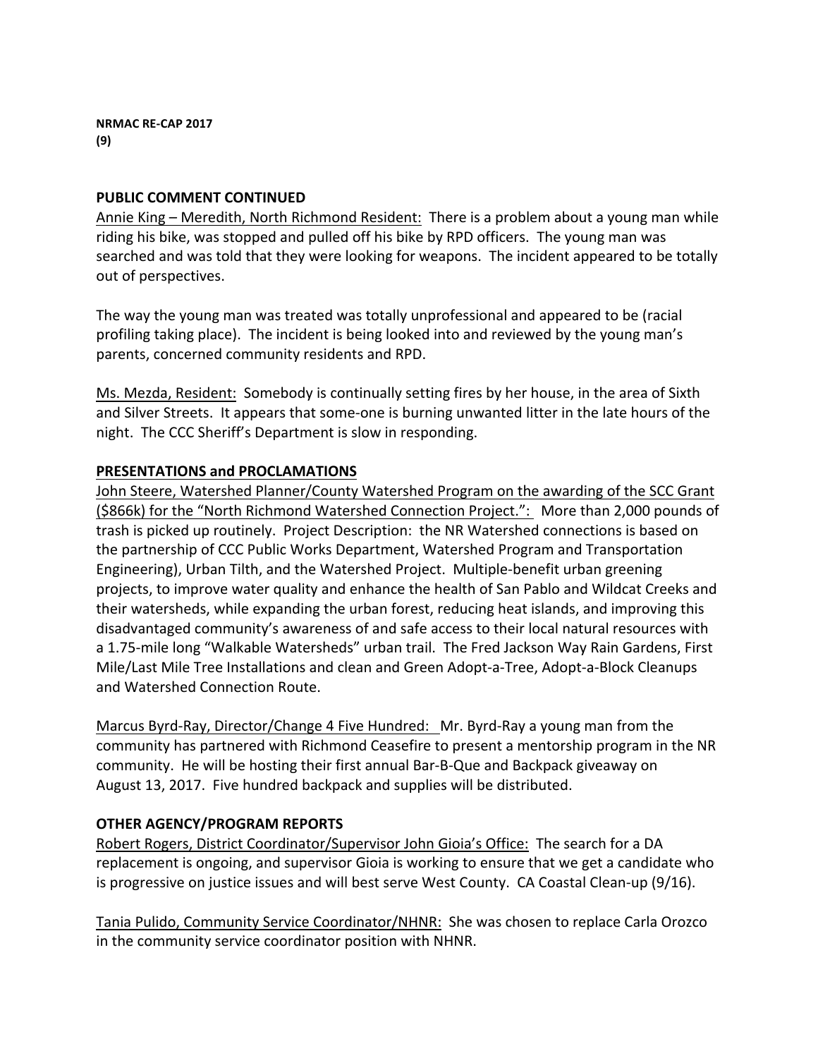**NRMAC RE-CAP 2017**
**(9)**

**PUBLIC COMMENT CONTINUED**

Annie King – Meredith, North Richmond Resident: There is a problem about a young man while riding his bike, was stopped and pulled off his bike by RPD officers. The young man was searched and was told that they were looking for weapons. The incident appeared to be totally out of perspectives.

The way the young man was treated was totally unprofessional and appeared to be (racial profiling taking place). The incident is being looked into and reviewed by the young man's parents, concerned community residents and RPD.

Ms. Mezda, Resident: Somebody is continually setting fires by her house, in the area of Sixth and Silver Streets. It appears that some-one is burning unwanted litter in the late hours of the night. The CCC Sheriff's Department is slow in responding.

**PRESENTATIONS and PROCLAMATIONS**

John Steere, Watershed Planner/County Watershed Program on the awarding of the SCC Grant ($866k) for the "North Richmond Watershed Connection Project.": More than 2,000 pounds of trash is picked up routinely. Project Description: the NR Watershed connections is based on the partnership of CCC Public Works Department, Watershed Program and Transportation Engineering), Urban Tilth, and the Watershed Project. Multiple-benefit urban greening projects, to improve water quality and enhance the health of San Pablo and Wildcat Creeks and their watersheds, while expanding the urban forest, reducing heat islands, and improving this disadvantaged community's awareness of and safe access to their local natural resources with a 1.75-mile long "Walkable Watersheds" urban trail. The Fred Jackson Way Rain Gardens, First Mile/Last Mile Tree Installations and clean and Green Adopt-a-Tree, Adopt-a-Block Cleanups and Watershed Connection Route.

Marcus Byrd-Ray, Director/Change 4 Five Hundred: Mr. Byrd-Ray a young man from the community has partnered with Richmond Ceasefire to present a mentorship program in the NR community. He will be hosting their first annual Bar-B-Que and Backpack giveaway on August 13, 2017. Five hundred backpack and supplies will be distributed.

**OTHER AGENCY/PROGRAM REPORTS**

Robert Rogers, District Coordinator/Supervisor John Gioia's Office: The search for a DA replacement is ongoing, and supervisor Gioia is working to ensure that we get a candidate who is progressive on justice issues and will best serve West County. CA Coastal Clean-up (9/16).

Tania Pulido, Community Service Coordinator/NHNR: She was chosen to replace Carla Orozco in the community service coordinator position with NHNR.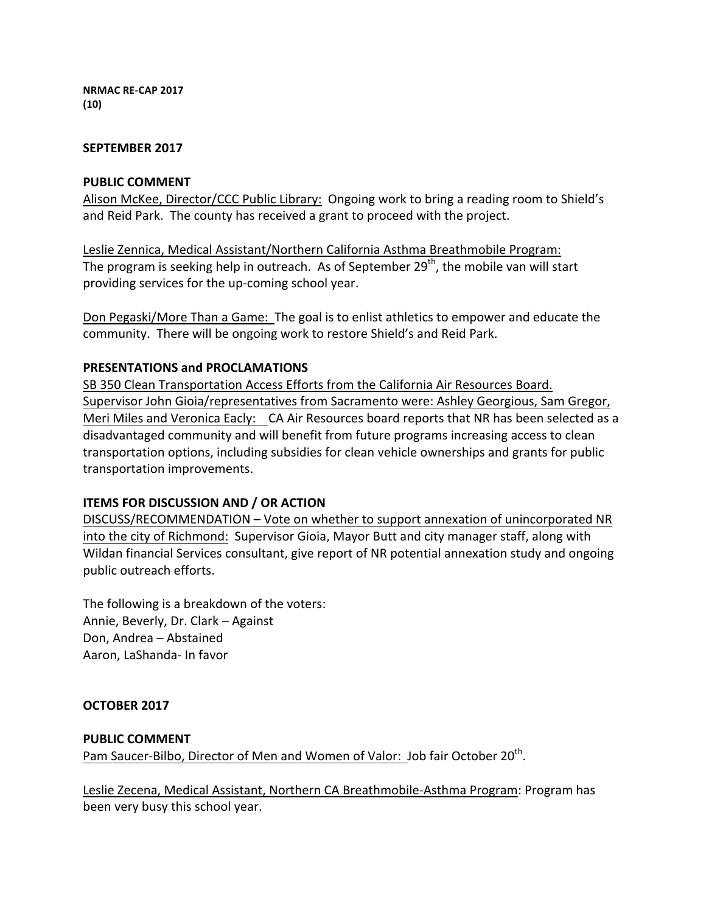**NRMAC RE-CAP 2017**
**(10)**

## SEPTEMBER 2017

### PUBLIC COMMENT

Alison McKee, Director/CCC Public Library: Ongoing work to bring a reading room to Shield's and Reid Park. The county has received a grant to proceed with the project.

Leslie Zennica, Medical Assistant/Northern California Asthma Breathmobile Program: The program is seeking help in outreach. As of September 29th, the mobile van will start providing services for the up-coming school year.

Don Pegaski/More Than a Game: The goal is to enlist athletics to empower and educate the community. There will be ongoing work to restore Shield's and Reid Park.

### PRESENTATIONS and PROCLAMATIONS

SB 350 Clean Transportation Access Efforts from the California Air Resources Board. Supervisor John Gioia/representatives from Sacramento were: Ashley Georgious, Sam Gregor, Meri Miles and Veronica Eacly: CA Air Resources board reports that NR has been selected as a disadvantaged community and will benefit from future programs increasing access to clean transportation options, including subsidies for clean vehicle ownerships and grants for public transportation improvements.

### ITEMS FOR DISCUSSION AND / OR ACTION

DISCUSS/RECOMMENDATION – Vote on whether to support annexation of unincorporated NR into the city of Richmond: Supervisor Gioia, Mayor Butt and city manager staff, along with Wildan financial Services consultant, give report of NR potential annexation study and ongoing public outreach efforts.

The following is a breakdown of the voters:
Annie, Beverly, Dr. Clark – Against
Don, Andrea – Abstained
Aaron, LaShanda- In favor

## OCTOBER 2017

### PUBLIC COMMENT

Pam Saucer-Bilbo, Director of Men and Women of Valor: Job fair October 20th.

Leslie Zecena, Medical Assistant, Northern CA Breathmobile-Asthma Program: Program has been very busy this school year.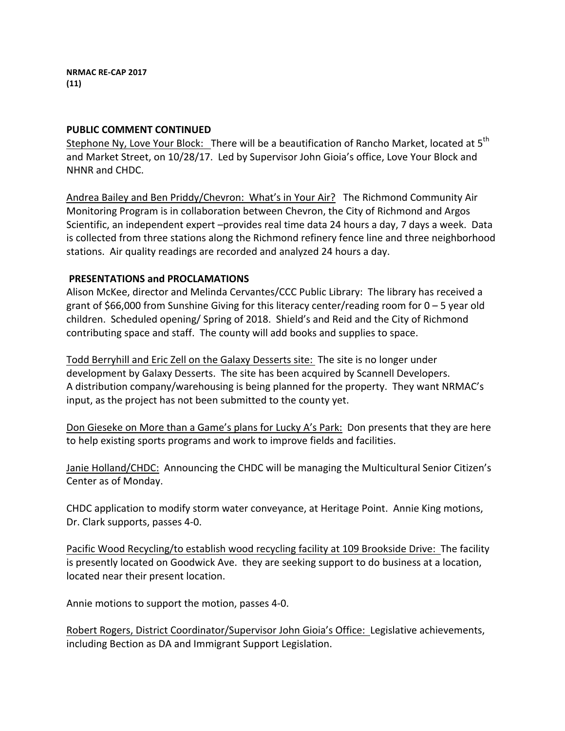**NRMAC RE-CAP 2017**
**(11)**

**PUBLIC COMMENT CONTINUED**

Stephone Ny, Love Your Block: There will be a beautification of Rancho Market, located at 5th and Market Street, on 10/28/17. Led by Supervisor John Gioia's office, Love Your Block and NHNR and CHDC.

Andrea Bailey and Ben Priddy/Chevron: What's in Your Air? The Richmond Community Air Monitoring Program is in collaboration between Chevron, the City of Richmond and Argos Scientific, an independent expert –provides real time data 24 hours a day, 7 days a week. Data is collected from three stations along the Richmond refinery fence line and three neighborhood stations. Air quality readings are recorded and analyzed 24 hours a day.

**PRESENTATIONS and PROCLAMATIONS**

Alison McKee, director and Melinda Cervantes/CCC Public Library: The library has received a grant of $66,000 from Sunshine Giving for this literacy center/reading room for 0 – 5 year old children. Scheduled opening/ Spring of 2018. Shield's and Reid and the City of Richmond contributing space and staff. The county will add books and supplies to space.

Todd Berryhill and Eric Zell on the Galaxy Desserts site: The site is no longer under development by Galaxy Desserts. The site has been acquired by Scannell Developers. A distribution company/warehousing is being planned for the property. They want NRMAC's input, as the project has not been submitted to the county yet.

Don Gieseke on More than a Game's plans for Lucky A's Park: Don presents that they are here to help existing sports programs and work to improve fields and facilities.

Janie Holland/CHDC: Announcing the CHDC will be managing the Multicultural Senior Citizen's Center as of Monday.

CHDC application to modify storm water conveyance, at Heritage Point. Annie King motions, Dr. Clark supports, passes 4-0.

Pacific Wood Recycling/to establish wood recycling facility at 109 Brookside Drive: The facility is presently located on Goodwick Ave. they are seeking support to do business at a location, located near their present location.

Annie motions to support the motion, passes 4-0.

Robert Rogers, District Coordinator/Supervisor John Gioia's Office: Legislative achievements, including Bection as DA and Immigrant Support Legislation.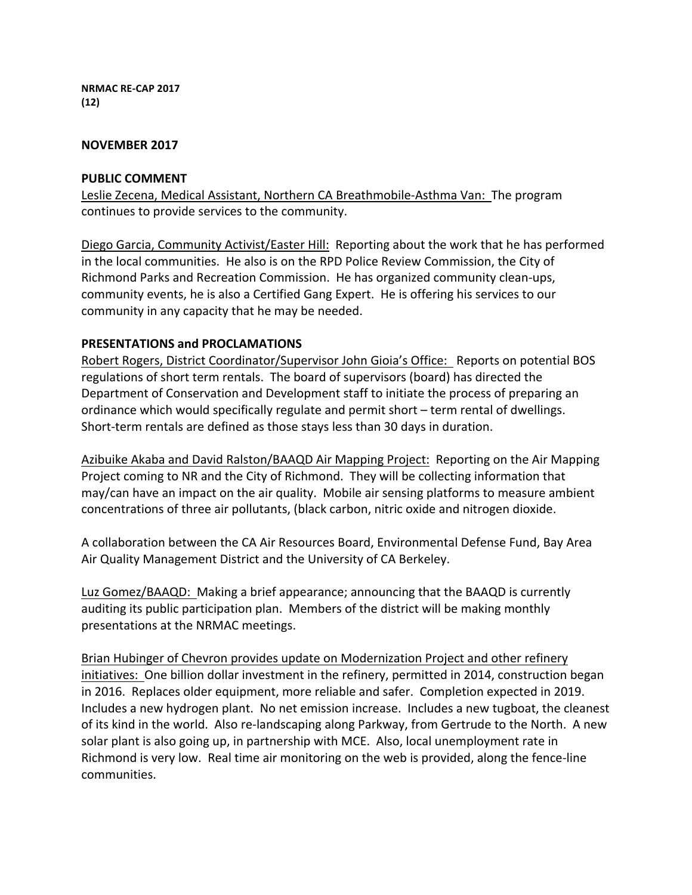**NRMAC RE-CAP 2017**
**(12)**

**NOVEMBER 2017**

**PUBLIC COMMENT**

<u>Leslie Zecena, Medical Assistant, Northern CA Breathmobile-Asthma Van:</u> The program continues to provide services to the community.

<u>Diego Garcia, Community Activist/Easter Hill:</u> Reporting about the work that he has performed in the local communities. He also is on the RPD Police Review Commission, the City of Richmond Parks and Recreation Commission. He has organized community clean-ups, community events, he is also a Certified Gang Expert. He is offering his services to our community in any capacity that he may be needed.

**PRESENTATIONS and PROCLAMATIONS**

<u>Robert Rogers, District Coordinator/Supervisor John Gioia's Office:</u> Reports on potential BOS regulations of short term rentals. The board of supervisors (board) has directed the Department of Conservation and Development staff to initiate the process of preparing an ordinance which would specifically regulate and permit short – term rental of dwellings. Short-term rentals are defined as those stays less than 30 days in duration.

<u>Azibuike Akaba and David Ralston/BAAQD Air Mapping Project:</u> Reporting on the Air Mapping Project coming to NR and the City of Richmond. They will be collecting information that may/can have an impact on the air quality. Mobile air sensing platforms to measure ambient concentrations of three air pollutants, (black carbon, nitric oxide and nitrogen dioxide.

A collaboration between the CA Air Resources Board, Environmental Defense Fund, Bay Area Air Quality Management District and the University of CA Berkeley.

<u>Luz Gomez/BAAQD:</u> Making a brief appearance; announcing that the BAAQD is currently auditing its public participation plan. Members of the district will be making monthly presentations at the NRMAC meetings.

<u>Brian Hubinger of Chevron provides update on Modernization Project and other refinery initiatives:</u> One billion dollar investment in the refinery, permitted in 2014, construction began in 2016. Replaces older equipment, more reliable and safer. Completion expected in 2019. Includes a new hydrogen plant. No net emission increase. Includes a new tugboat, the cleanest of its kind in the world. Also re-landscaping along Parkway, from Gertrude to the North. A new solar plant is also going up, in partnership with MCE. Also, local unemployment rate in Richmond is very low. Real time air monitoring on the web is provided, along the fence-line communities.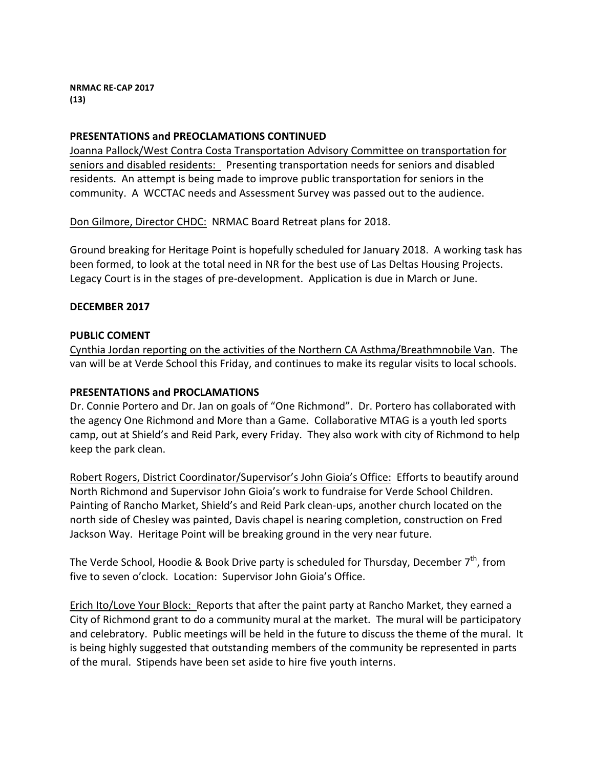**NRMAC RE-CAP 2017**
**(13)**

**PRESENTATIONS and PREOCLAMATIONS CONTINUED**

Joanna Pallock/West Contra Costa Transportation Advisory Committee on transportation for seniors and disabled residents: Presenting transportation needs for seniors and disabled residents. An attempt is being made to improve public transportation for seniors in the community. A WCCTAC needs and Assessment Survey was passed out to the audience.

Don Gilmore, Director CHDC: NRMAC Board Retreat plans for 2018.

Ground breaking for Heritage Point is hopefully scheduled for January 2018. A working task has been formed, to look at the total need in NR for the best use of Las Deltas Housing Projects. Legacy Court is in the stages of pre-development. Application is due in March or June.

**DECEMBER 2017**

**PUBLIC COMENT**

Cynthia Jordan reporting on the activities of the Northern CA Asthma/Breathmnobile Van. The van will be at Verde School this Friday, and continues to make its regular visits to local schools.

**PRESENTATIONS and PROCLAMATIONS**

Dr. Connie Portero and Dr. Jan on goals of "One Richmond". Dr. Portero has collaborated with the agency One Richmond and More than a Game. Collaborative MTAG is a youth led sports camp, out at Shield's and Reid Park, every Friday. They also work with city of Richmond to help keep the park clean.

Robert Rogers, District Coordinator/Supervisor's John Gioia's Office: Efforts to beautify around North Richmond and Supervisor John Gioia's work to fundraise for Verde School Children. Painting of Rancho Market, Shield's and Reid Park clean-ups, another church located on the north side of Chesley was painted, Davis chapel is nearing completion, construction on Fred Jackson Way. Heritage Point will be breaking ground in the very near future.

The Verde School, Hoodie & Book Drive party is scheduled for Thursday, December 7th, from five to seven o'clock. Location: Supervisor John Gioia's Office.

Erich Ito/Love Your Block: Reports that after the paint party at Rancho Market, they earned a City of Richmond grant to do a community mural at the market. The mural will be participatory and celebratory. Public meetings will be held in the future to discuss the theme of the mural. It is being highly suggested that outstanding members of the community be represented in parts of the mural. Stipends have been set aside to hire five youth interns.